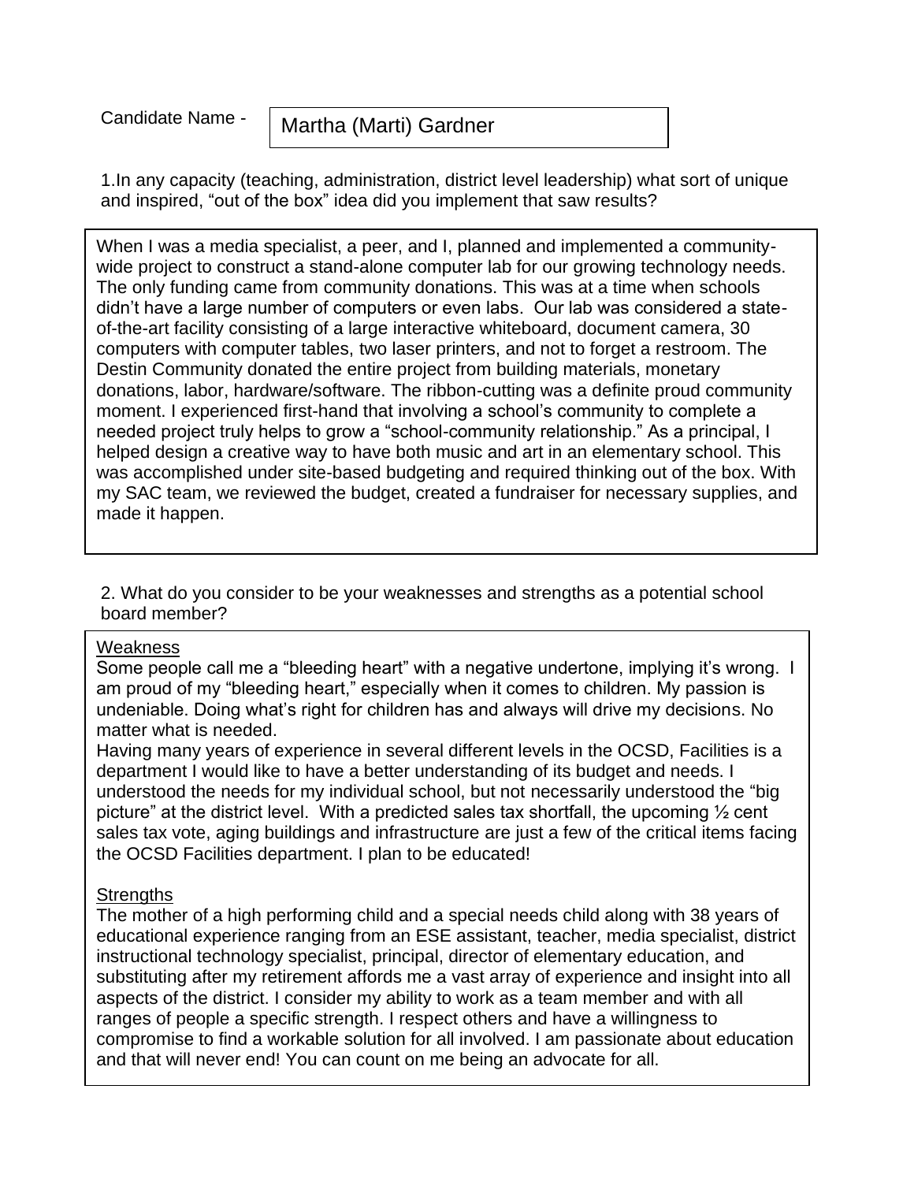Candidate Name - Martha (Marti) Gardner

1.In any capacity (teaching, administration, district level leadership) what sort of unique and inspired, "out of the box" idea did you implement that saw results?

When I was a media specialist, a peer, and I, planned and implemented a community-wide project to construct a stand-alone computer lab for our growing technology needs. The only funding came from community donations. This was at a time when schools didn't have a large number of computers or even labs. Our lab was considered a state-of-the-art facility consisting of a large interactive whiteboard, document camera, 30 computers with computer tables, two laser printers, and not to forget a restroom. The Destin Community donated the entire project from building materials, monetary donations, labor, hardware/software. The ribbon-cutting was a definite proud community moment. I experienced first-hand that involving a school's community to complete a needed project truly helps to grow a "school-community relationship." As a principal, I helped design a creative way to have both music and art in an elementary school. This was accomplished under site-based budgeting and required thinking out of the box. With my SAC team, we reviewed the budget, created a fundraiser for necessary supplies, and made it happen.

2. What do you consider to be your weaknesses and strengths as a potential school board member?

Weakness

Some people call me a "bleeding heart" with a negative undertone, implying it's wrong. I am proud of my "bleeding heart," especially when it comes to children. My passion is undeniable. Doing what's right for children has and always will drive my decisions. No matter what is needed.

Having many years of experience in several different levels in the OCSD, Facilities is a department I would like to have a better understanding of its budget and needs. I understood the needs for my individual school, but not necessarily understood the "big picture" at the district level. With a predicted sales tax shortfall, the upcoming ½ cent sales tax vote, aging buildings and infrastructure are just a few of the critical items facing the OCSD Facilities department. I plan to be educated!

Strengths

The mother of a high performing child and a special needs child along with 38 years of educational experience ranging from an ESE assistant, teacher, media specialist, district instructional technology specialist, principal, director of elementary education, and substituting after my retirement affords me a vast array of experience and insight into all aspects of the district. I consider my ability to work as a team member and with all ranges of people a specific strength. I respect others and have a willingness to compromise to find a workable solution for all involved. I am passionate about education and that will never end! You can count on me being an advocate for all.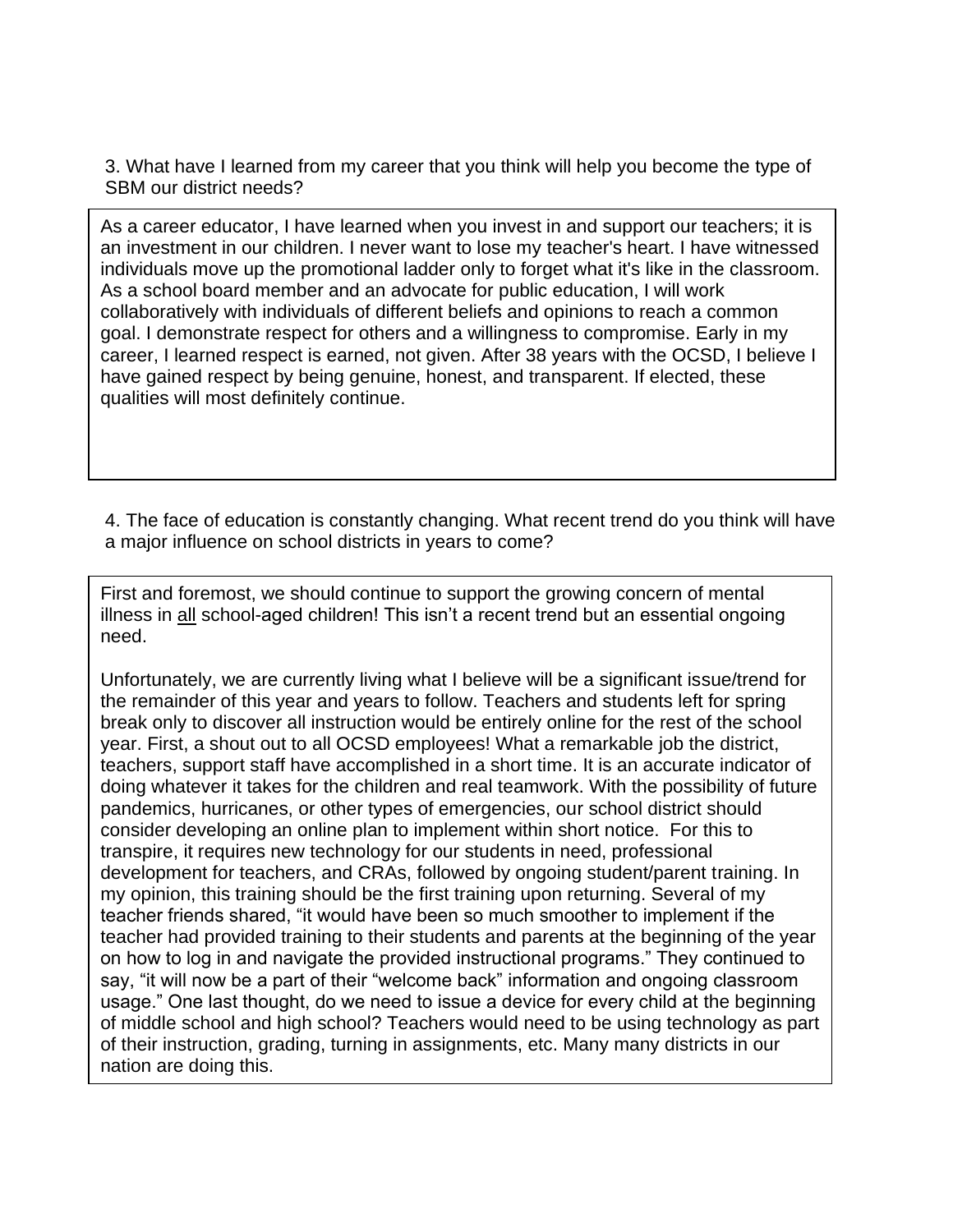3. What have I learned from my career that you think will help you become the type of SBM our district needs?

As a career educator, I have learned when you invest in and support our teachers; it is an investment in our children. I never want to lose my teacher's heart. I have witnessed individuals move up the promotional ladder only to forget what it's like in the classroom. As a school board member and an advocate for public education, I will work collaboratively with individuals of different beliefs and opinions to reach a common goal. I demonstrate respect for others and a willingness to compromise. Early in my career, I learned respect is earned, not given. After 38 years with the OCSD, I believe I have gained respect by being genuine, honest, and transparent. If elected, these qualities will most definitely continue.

4. The face of education is constantly changing. What recent trend do you think will have a major influence on school districts in years to come?

First and foremost, we should continue to support the growing concern of mental illness in <u>all</u> school-aged children! This isn't a recent trend but an essential ongoing need.

Unfortunately, we are currently living what I believe will be a significant issue/trend for the remainder of this year and years to follow. Teachers and students left for spring break only to discover all instruction would be entirely online for the rest of the school year. First, a shout out to all OCSD employees! What a remarkable job the district, teachers, support staff have accomplished in a short time. It is an accurate indicator of doing whatever it takes for the children and real teamwork. With the possibility of future pandemics, hurricanes, or other types of emergencies, our school district should consider developing an online plan to implement within short notice. For this to transpire, it requires new technology for our students in need, professional development for teachers, and CRAs, followed by ongoing student/parent training. In my opinion, this training should be the first training upon returning. Several of my teacher friends shared, "it would have been so much smoother to implement if the teacher had provided training to their students and parents at the beginning of the year on how to log in and navigate the provided instructional programs." They continued to say, "it will now be a part of their "welcome back" information and ongoing classroom usage." One last thought, do we need to issue a device for every child at the beginning of middle school and high school? Teachers would need to be using technology as part of their instruction, grading, turning in assignments, etc. Many many districts in our nation are doing this.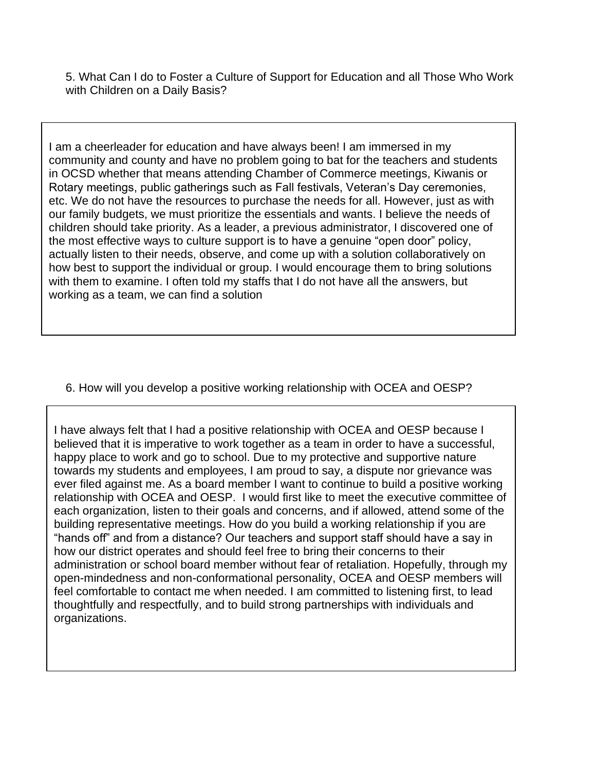5. What Can I do to Foster a Culture of Support for Education and all Those Who Work with Children on a Daily Basis?

I am a cheerleader for education and have always been! I am immersed in my community and county and have no problem going to bat for the teachers and students in OCSD whether that means attending Chamber of Commerce meetings, Kiwanis or Rotary meetings, public gatherings such as Fall festivals, Veteran's Day ceremonies, etc. We do not have the resources to purchase the needs for all. However, just as with our family budgets, we must prioritize the essentials and wants. I believe the needs of children should take priority. As a leader, a previous administrator, I discovered one of the most effective ways to culture support is to have a genuine "open door" policy, actually listen to their needs, observe, and come up with a solution collaboratively on how best to support the individual or group. I would encourage them to bring solutions with them to examine. I often told my staffs that I do not have all the answers, but working as a team, we can find a solution

6. How will you develop a positive working relationship with OCEA and OESP?

I have always felt that I had a positive relationship with OCEA and OESP because I believed that it is imperative to work together as a team in order to have a successful, happy place to work and go to school. Due to my protective and supportive nature towards my students and employees, I am proud to say, a dispute nor grievance was ever filed against me. As a board member I want to continue to build a positive working relationship with OCEA and OESP. I would first like to meet the executive committee of each organization, listen to their goals and concerns, and if allowed, attend some of the building representative meetings. How do you build a working relationship if you are "hands off" and from a distance? Our teachers and support staff should have a say in how our district operates and should feel free to bring their concerns to their administration or school board member without fear of retaliation. Hopefully, through my open-mindedness and non-conformational personality, OCEA and OESP members will feel comfortable to contact me when needed. I am committed to listening first, to lead thoughtfully and respectfully, and to build strong partnerships with individuals and organizations.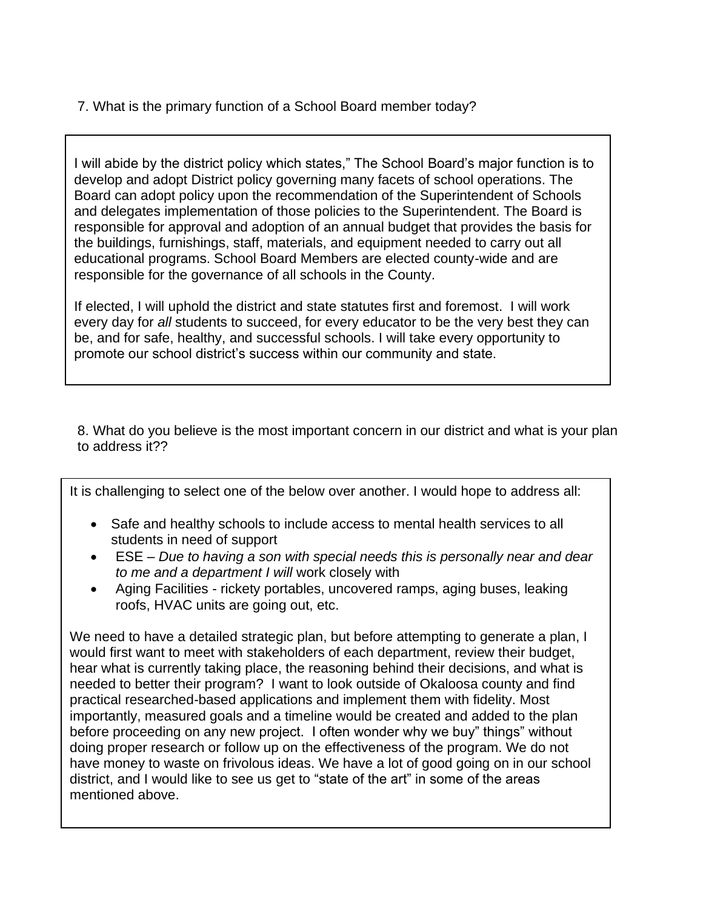7. What is the primary function of a School Board member today?

I will abide by the district policy which states," The School Board's major function is to develop and adopt District policy governing many facets of school operations. The Board can adopt policy upon the recommendation of the Superintendent of Schools and delegates implementation of those policies to the Superintendent. The Board is responsible for approval and adoption of an annual budget that provides the basis for the buildings, furnishings, staff, materials, and equipment needed to carry out all educational programs. School Board Members are elected county-wide and are responsible for the governance of all schools in the County.

If elected, I will uphold the district and state statutes first and foremost. I will work every day for *all* students to succeed, for every educator to be the very best they can be, and for safe, healthy, and successful schools. I will take every opportunity to promote our school district's success within our community and state.

8. What do you believe is the most important concern in our district and what is your plan to address it??

It is challenging to select one of the below over another. I would hope to address all:

- Safe and healthy schools to include access to mental health services to all students in need of support
- ESE – *Due to having a son with special needs this is personally near and dear to me and a department I will* work closely with
- Aging Facilities - rickety portables, uncovered ramps, aging buses, leaking roofs, HVAC units are going out, etc.

We need to have a detailed strategic plan, but before attempting to generate a plan, I would first want to meet with stakeholders of each department, review their budget, hear what is currently taking place, the reasoning behind their decisions, and what is needed to better their program? I want to look outside of Okaloosa county and find practical researched-based applications and implement them with fidelity. Most importantly, measured goals and a timeline would be created and added to the plan before proceeding on any new project. I often wonder why we buy" things" without doing proper research or follow up on the effectiveness of the program. We do not have money to waste on frivolous ideas. We have a lot of good going on in our school district, and I would like to see us get to "state of the art" in some of the areas mentioned above.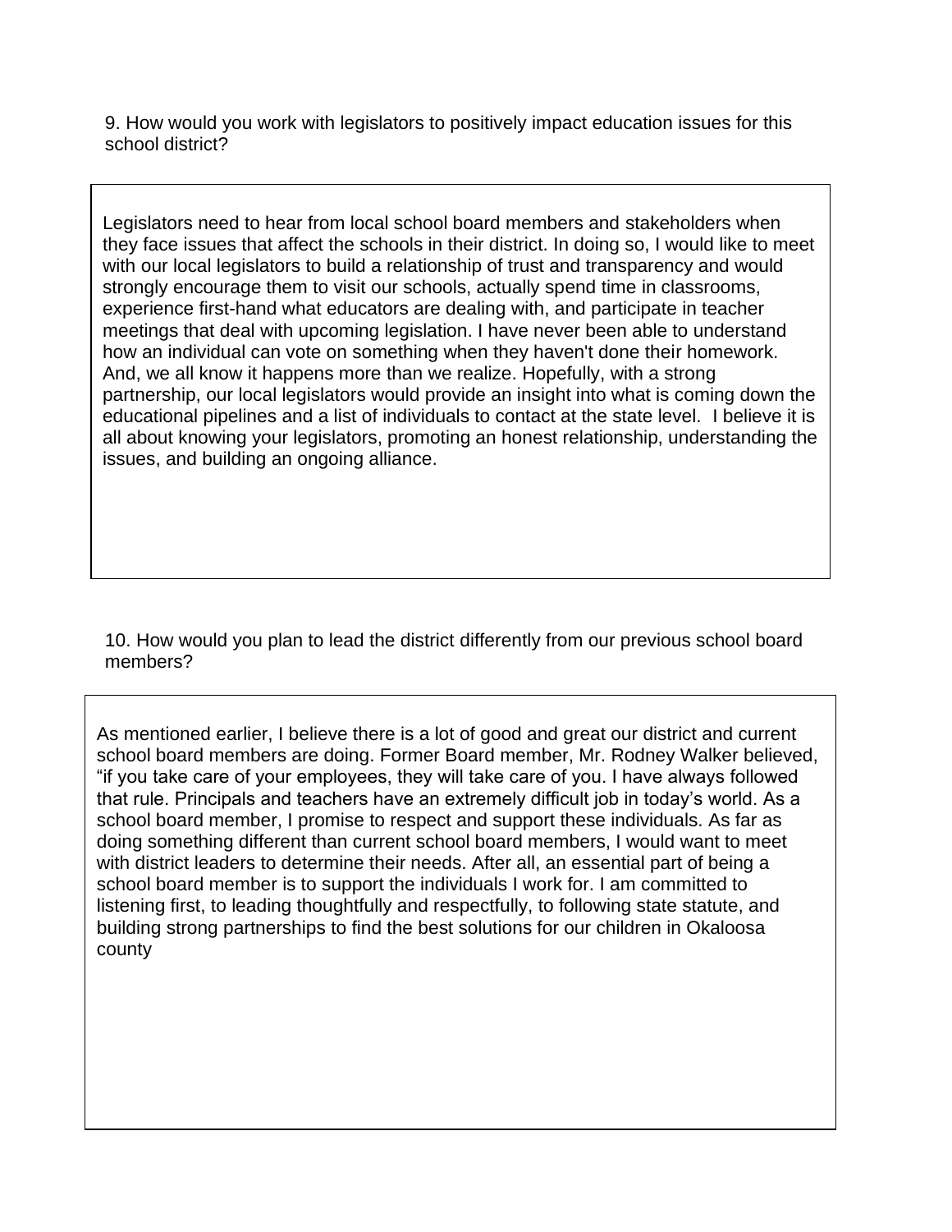9. How would you work with legislators to positively impact education issues for this school district?

Legislators need to hear from local school board members and stakeholders when they face issues that affect the schools in their district. In doing so, I would like to meet with our local legislators to build a relationship of trust and transparency and would strongly encourage them to visit our schools, actually spend time in classrooms, experience first-hand what educators are dealing with, and participate in teacher meetings that deal with upcoming legislation. I have never been able to understand how an individual can vote on something when they haven't done their homework. And, we all know it happens more than we realize. Hopefully, with a strong partnership, our local legislators would provide an insight into what is coming down the educational pipelines and a list of individuals to contact at the state level. I believe it is all about knowing your legislators, promoting an honest relationship, understanding the issues, and building an ongoing alliance.

10. How would you plan to lead the district differently from our previous school board members?

As mentioned earlier, I believe there is a lot of good and great our district and current school board members are doing. Former Board member, Mr. Rodney Walker believed, "if you take care of your employees, they will take care of you. I have always followed that rule. Principals and teachers have an extremely difficult job in today's world. As a school board member, I promise to respect and support these individuals. As far as doing something different than current school board members, I would want to meet with district leaders to determine their needs. After all, an essential part of being a school board member is to support the individuals I work for. I am committed to listening first, to leading thoughtfully and respectfully, to following state statute, and building strong partnerships to find the best solutions for our children in Okaloosa county